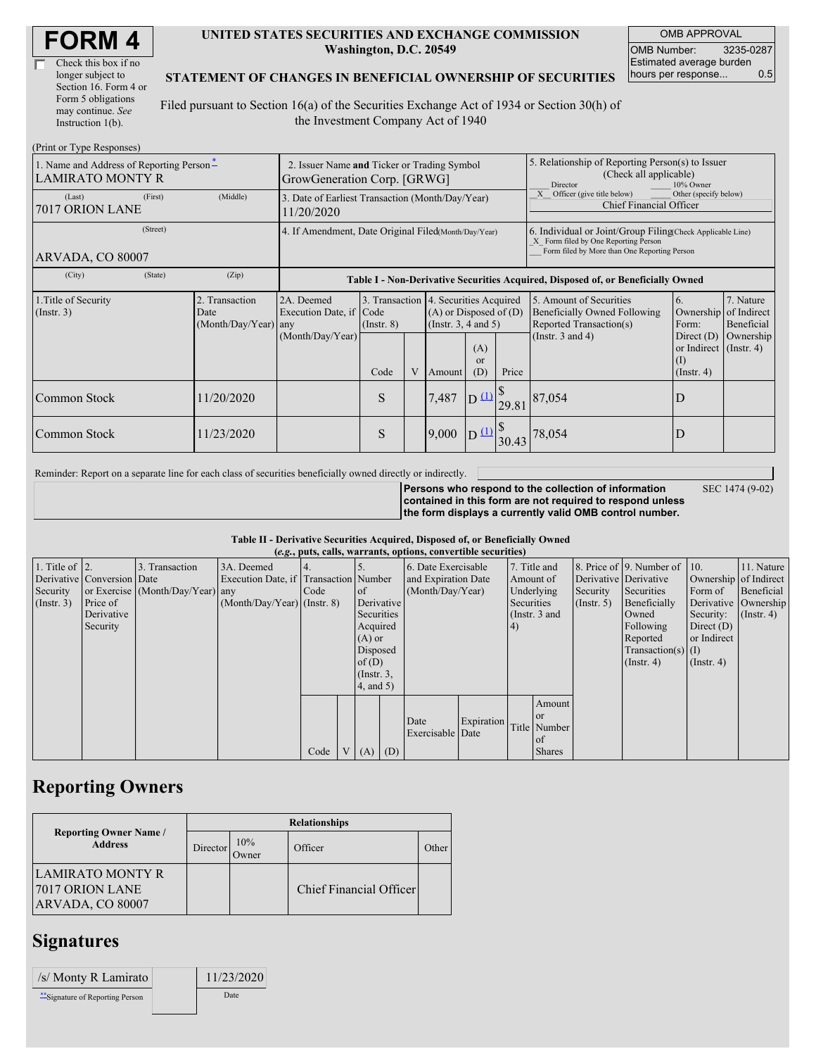# FORM 4

☐ Check this box if no longer subject to Section 16. Form 4 or Form 5 obligations may continue. *See* Instruction 1(b).

**UNITED STATES SECURITIES AND EXCHANGE COMMISSION**
**Washington, D.C. 20549**

**STATEMENT OF CHANGES IN BENEFICIAL OWNERSHIP OF SECURITIES**

Filed pursuant to Section 16(a) of the Securities Exchange Act of 1934 or Section 30(h) of the Investment Company Act of 1940

| OMB APPROVAL | |
|---|---|
| OMB Number: | 3235-0287 |
| Estimated average burden hours per response... | 0.5 |

(Print or Type Responses)

| 1. Name and Address of Reporting Person* | 2. Issuer Name and Ticker or Trading Symbol | 5. Relationship of Reporting Person(s) to Issuer (Check all applicable) |
|---|---|---|
| LAMIRATO MONTY R | GrowGeneration Corp. [GRWG] | ___ Director ___ 10% Owner _X_ Officer (give title below) ___ Other (specify below) |
| (Last) (First) (Middle) 7017 ORION LANE | 3. Date of Earliest Transaction (Month/Day/Year) 11/20/2020 | Chief Financial Officer |
| (Street) ARVADA, CO 80007 | 4. If Amendment, Date Original Filed (Month/Day/Year) | 6. Individual or Joint/Group Filing (Check Applicable Line) _X_ Form filed by One Reporting Person ___ Form filed by More than One Reporting Person |
| (City) (State) (Zip) | | |

**Table I - Non-Derivative Securities Acquired, Disposed of, or Beneficially Owned**

| 1.Title of Security (Instr. 3) | 2. Transaction Date (Month/Day/Year) | 2A. Deemed Execution Date, if any (Month/Day/Year) | 3. Transaction Code (Instr. 8) | | 4. Securities Acquired (A) or Disposed of (D) (Instr. 3, 4 and 5) | | | 5. Amount of Securities Beneficially Owned Following Reported Transaction(s) (Instr. 3 and 4) | 6. Ownership Form: Direct (D) or Indirect (I) (Instr. 4) | 7. Nature of Indirect Beneficial Ownership (Instr. 4) |
|---|---|---|---|---|---|---|---|---|---|---|
| | | | Code | V | Amount | (A) or (D) | Price | | | |
| Common Stock | 11/20/2020 | | S | | 7,487 | D [(1)](#fn1) | $ 29.81 | 87,054 | D | |
| Common Stock | 11/23/2020 | | S | | 9,000 | D [(1)](#fn1) | $ 30.43 | 78,054 | D | |

Reminder: Report on a separate line for each class of securities beneficially owned directly or indirectly.

**Persons who respond to the collection of information contained in this form are not required to respond unless the form displays a currently valid OMB control number.** SEC 1474 (9-02)

**Table II - Derivative Securities Acquired, Disposed of, or Beneficially Owned**
**(*e.g.*, puts, calls, warrants, options, convertible securities)**

| 1. Title of Derivative Security (Instr. 3) | 2. Conversion or Exercise Price of Derivative Security | 3. Transaction Date (Month/Day/Year) | 3A. Deemed Execution Date, if any (Month/Day/Year) | 4. Transaction Code (Instr. 8) | | 5. Number of Derivative Securities Acquired (A) or Disposed of (D) (Instr. 3, 4, and 5) | | 6. Date Exercisable and Expiration Date (Month/Day/Year) | | 7. Title and Amount of Underlying Securities (Instr. 3 and 4) | | 8. Price of Derivative Security (Instr. 5) | 9. Number of Derivative Securities Beneficially Owned Following Reported Transaction(s) (Instr. 4) | 10. Ownership Form of Derivative Security: Direct (D) or Indirect (I) (Instr. 4) | 11. Nature of Indirect Beneficial Ownership (Instr. 4) |
|---|---|---|---|---|---|---|---|---|---|---|---|---|---|---|---|
| | | | | Code | V | (A) | (D) | Date Exercisable | Expiration Date | Title | Amount or Number of Shares | | | | |

## Reporting Owners

| Reporting Owner Name / Address | Relationships | | | |
|---|---|---|---|---|
| | Director | 10% Owner | Officer | Other |
| LAMIRATO MONTY R 7017 ORION LANE ARVADA, CO 80007 | | | Chief Financial Officer | |

## Signatures

| /s/ Monty R Lamirato | 11/23/2020 |
|---|---|
| **Signature of Reporting Person | Date |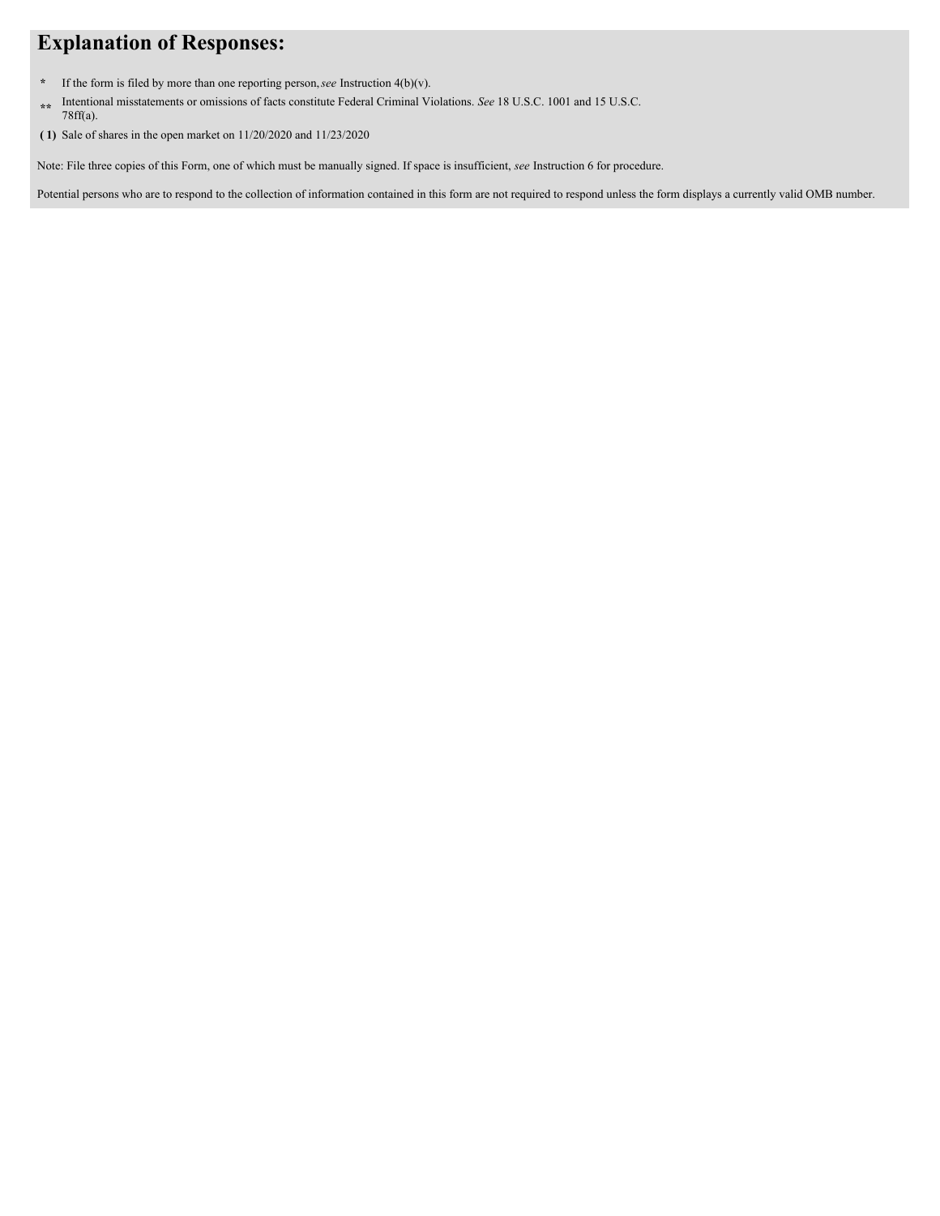## Explanation of Responses:

\* If the form is filed by more than one reporting person, *see* Instruction 4(b)(v).

\*\* Intentional misstatements or omissions of facts constitute Federal Criminal Violations. *See* 18 U.S.C. 1001 and 15 U.S.C. 78ff(a).

**( 1)** Sale of shares in the open market on 11/20/2020 and 11/23/2020

Note: File three copies of this Form, one of which must be manually signed. If space is insufficient, *see* Instruction 6 for procedure.

Potential persons who are to respond to the collection of information contained in this form are not required to respond unless the form displays a currently valid OMB number.